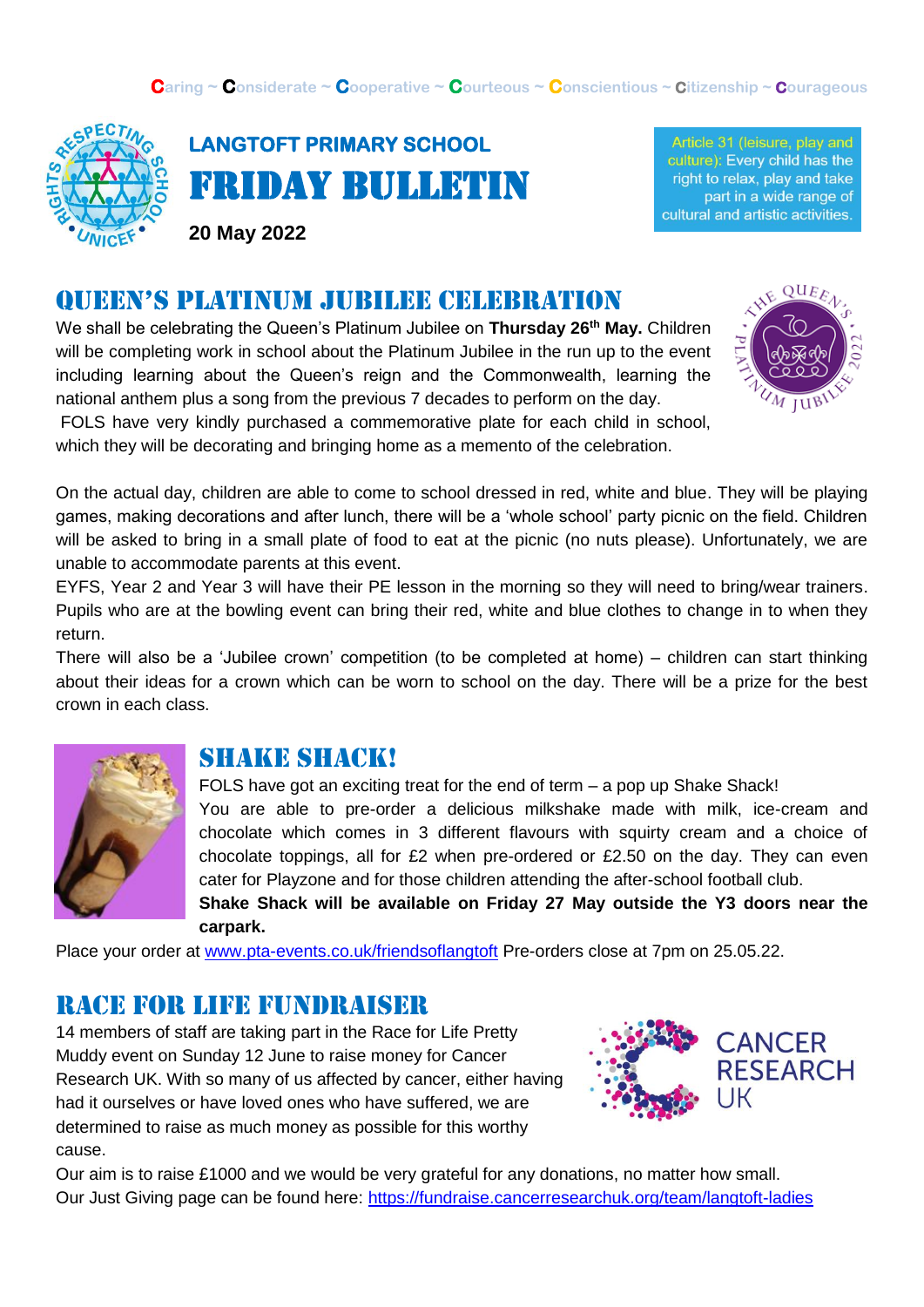Caring ~ Considerate ~ Cooperative ~ Courteous ~ Conscientious ~ Citizenship ~ Courageous

# LANGTOFT PRIMARY SCHOOL

# FRIDAY BULLETIN

**20 May 2022**

Article 31 (leisure, play and culture): Every child has the right to relax, play and take part in a wide range of cultural and artistic activities.

## QUEEN'S PLATINUM JUBILEE CELEBRATION

We shall be celebrating the Queen's Platinum Jubilee on **Thursday 26th May.** Children will be completing work in school about the Platinum Jubilee in the run up to the event including learning about the Queen's reign and the Commonwealth, learning the national anthem plus a song from the previous 7 decades to perform on the day.

FOLS have very kindly purchased a commemorative plate for each child in school, which they will be decorating and bringing home as a memento of the celebration.

On the actual day, children are able to come to school dressed in red, white and blue. They will be playing games, making decorations and after lunch, there will be a 'whole school' party picnic on the field. Children will be asked to bring in a small plate of food to eat at the picnic (no nuts please). Unfortunately, we are unable to accommodate parents at this event.

EYFS, Year 2 and Year 3 will have their PE lesson in the morning so they will need to bring/wear trainers. Pupils who are at the bowling event can bring their red, white and blue clothes to change in to when they return.

There will also be a 'Jubilee crown' competition (to be completed at home) – children can start thinking about their ideas for a crown which can be worn to school on the day. There will be a prize for the best crown in each class.

## SHAKE SHACK!

FOLS have got an exciting treat for the end of term – a pop up Shake Shack!

You are able to pre-order a delicious milkshake made with milk, ice-cream and chocolate which comes in 3 different flavours with squirty cream and a choice of chocolate toppings, all for £2 when pre-ordered or £2.50 on the day. They can even cater for Playzone and for those children attending the after-school football club.

**Shake Shack will be available on Friday 27 May outside the Y3 doors near the carpark.**

Place your order at www.pta-events.co.uk/friendsoflangtoft Pre-orders close at 7pm on 25.05.22.

## RACE FOR LIFE FUNDRAISER

14 members of staff are taking part in the Race for Life Pretty Muddy event on Sunday 12 June to raise money for Cancer Research UK. With so many of us affected by cancer, either having had it ourselves or have loved ones who have suffered, we are determined to raise as much money as possible for this worthy cause.

Our aim is to raise £1000 and we would be very grateful for any donations, no matter how small.

Our Just Giving page can be found here: https://fundraise.cancerresearchuk.org/team/langtoft-ladies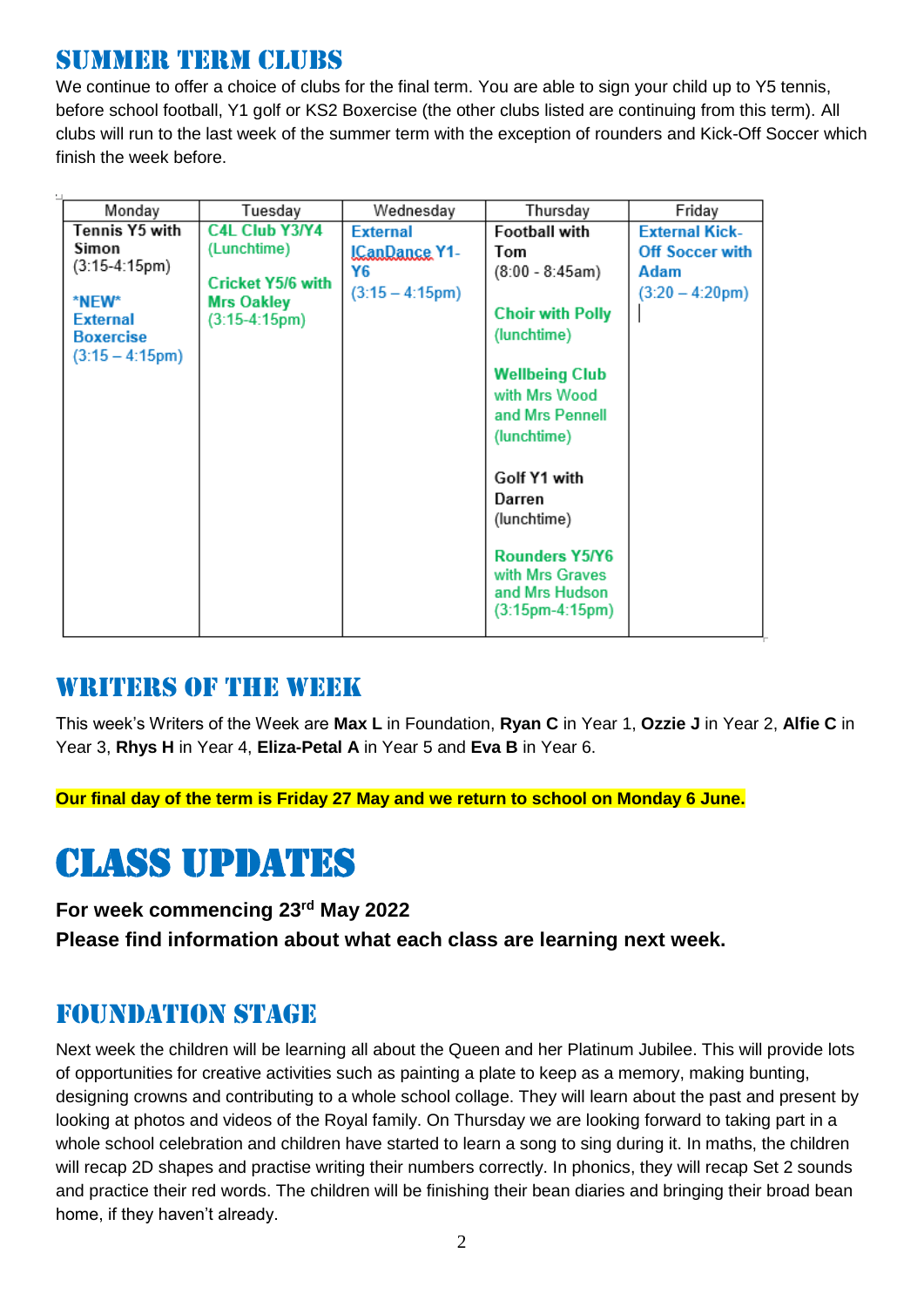## SUMMER TERM CLUBS

We continue to offer a choice of clubs for the final term. You are able to sign your child up to Y5 tennis, before school football, Y1 golf or KS2 Boxercise (the other clubs listed are continuing from this term). All clubs will run to the last week of the summer term with the exception of rounders and Kick-Off Soccer which finish the week before.

| Monday | Tuesday | Wednesday | Thursday | Friday |
|---|---|---|---|---|
| **Tennis Y5 with Simon** (3:15-4:15pm)<br><br>***NEW* External Boxercise** (3:15 – 4:15pm) | **C4L Club Y3/Y4** (Lunchtime)<br><br>**Cricket Y5/6 with Mrs Oakley** (3:15-4:15pm) | **External ICanDance Y1-Y6** (3:15 – 4:15pm) | **Football with Tom** (8:00 - 8:45am)<br><br>**Choir with Polly** (lunchtime)<br><br>**Wellbeing Club** with Mrs Wood and Mrs Pennell (lunchtime)<br><br>**Golf Y1 with Darren** (lunchtime)<br><br>**Rounders Y5/Y6** with Mrs Graves and Mrs Hudson (3:15pm-4:15pm) | **External Kick-Off Soccer with Adam** (3:20 – 4:20pm) |

## WRITERS OF THE WEEK

This week's Writers of the Week are **Max L** in Foundation, **Ryan C** in Year 1, **Ozzie J** in Year 2, **Alfie C** in Year 3, **Rhys H** in Year 4, **Eliza-Petal A** in Year 5 and **Eva B** in Year 6.

**Our final day of the term is Friday 27 May and we return to school on Monday 6 June.**

# CLASS UPDATES

**For week commencing 23rd May 2022**

**Please find information about what each class are learning next week.**

## FOUNDATION STAGE

Next week the children will be learning all about the Queen and her Platinum Jubilee. This will provide lots of opportunities for creative activities such as painting a plate to keep as a memory, making bunting, designing crowns and contributing to a whole school collage. They will learn about the past and present by looking at photos and videos of the Royal family. On Thursday we are looking forward to taking part in a whole school celebration and children have started to learn a song to sing during it. In maths, the children will recap 2D shapes and practise writing their numbers correctly. In phonics, they will recap Set 2 sounds and practice their red words. The children will be finishing their bean diaries and bringing their broad bean home, if they haven't already.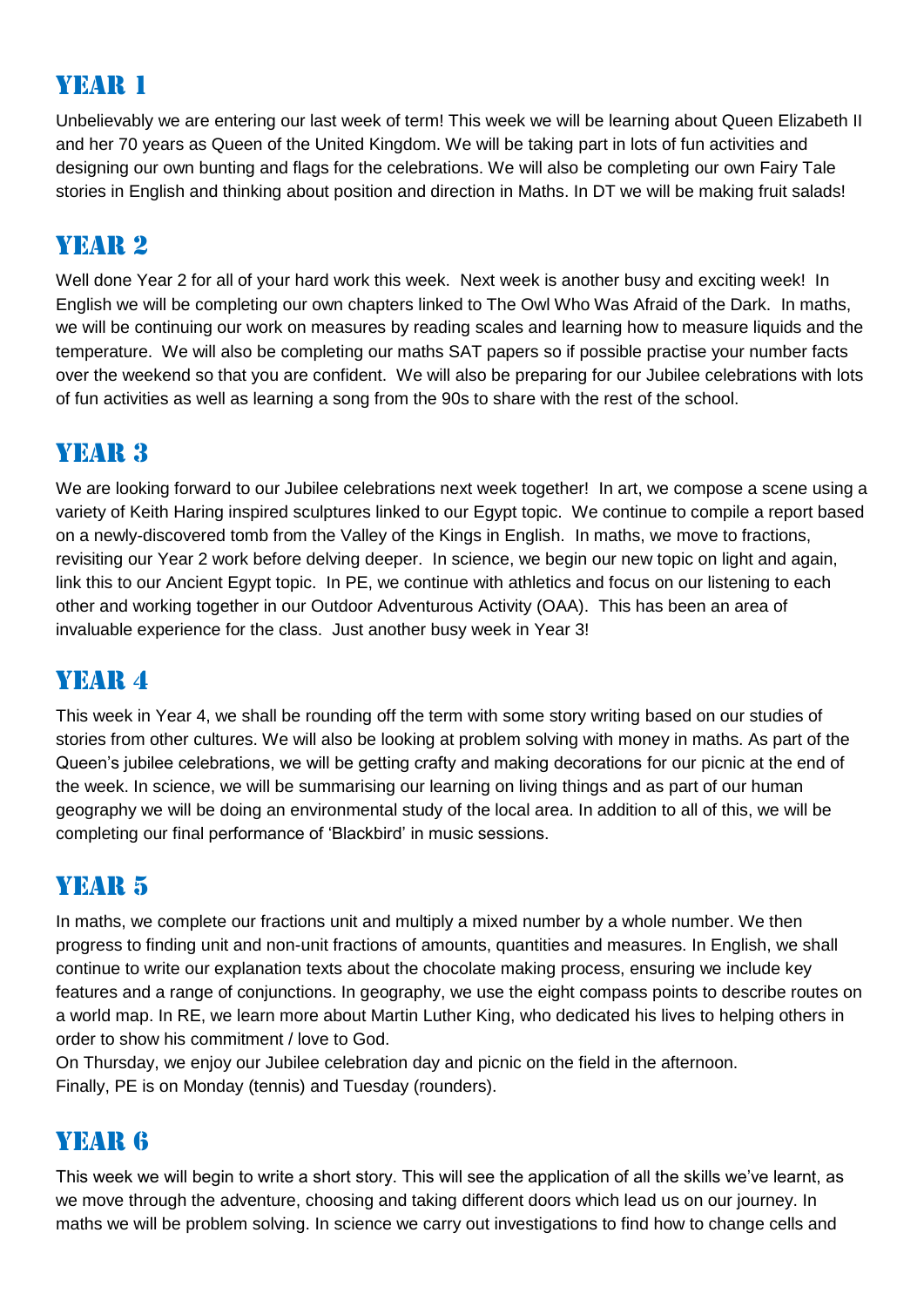## Year 1

Unbelievably we are entering our last week of term! This week we will be learning about Queen Elizabeth II and her 70 years as Queen of the United Kingdom. We will be taking part in lots of fun activities and designing our own bunting and flags for the celebrations. We will also be completing our own Fairy Tale stories in English and thinking about position and direction in Maths. In DT we will be making fruit salads!

## Year 2

Well done Year 2 for all of your hard work this week. Next week is another busy and exciting week! In English we will be completing our own chapters linked to The Owl Who Was Afraid of the Dark. In maths, we will be continuing our work on measures by reading scales and learning how to measure liquids and the temperature. We will also be completing our maths SAT papers so if possible practise your number facts over the weekend so that you are confident. We will also be preparing for our Jubilee celebrations with lots of fun activities as well as learning a song from the 90s to share with the rest of the school.

## Year 3

We are looking forward to our Jubilee celebrations next week together! In art, we compose a scene using a variety of Keith Haring inspired sculptures linked to our Egypt topic. We continue to compile a report based on a newly-discovered tomb from the Valley of the Kings in English. In maths, we move to fractions, revisiting our Year 2 work before delving deeper. In science, we begin our new topic on light and again, link this to our Ancient Egypt topic. In PE, we continue with athletics and focus on our listening to each other and working together in our Outdoor Adventurous Activity (OAA). This has been an area of invaluable experience for the class. Just another busy week in Year 3!

## Year 4

This week in Year 4, we shall be rounding off the term with some story writing based on our studies of stories from other cultures. We will also be looking at problem solving with money in maths. As part of the Queen's jubilee celebrations, we will be getting crafty and making decorations for our picnic at the end of the week. In science, we will be summarising our learning on living things and as part of our human geography we will be doing an environmental study of the local area. In addition to all of this, we will be completing our final performance of 'Blackbird' in music sessions.

## Year 5

In maths, we complete our fractions unit and multiply a mixed number by a whole number. We then progress to finding unit and non-unit fractions of amounts, quantities and measures. In English, we shall continue to write our explanation texts about the chocolate making process, ensuring we include key features and a range of conjunctions. In geography, we use the eight compass points to describe routes on a world map. In RE, we learn more about Martin Luther King, who dedicated his lives to helping others in order to show his commitment / love to God.

On Thursday, we enjoy our Jubilee celebration day and picnic on the field in the afternoon.

Finally, PE is on Monday (tennis) and Tuesday (rounders).

## Year 6

This week we will begin to write a short story. This will see the application of all the skills we've learnt, as we move through the adventure, choosing and taking different doors which lead us on our journey. In maths we will be problem solving. In science we carry out investigations to find how to change cells and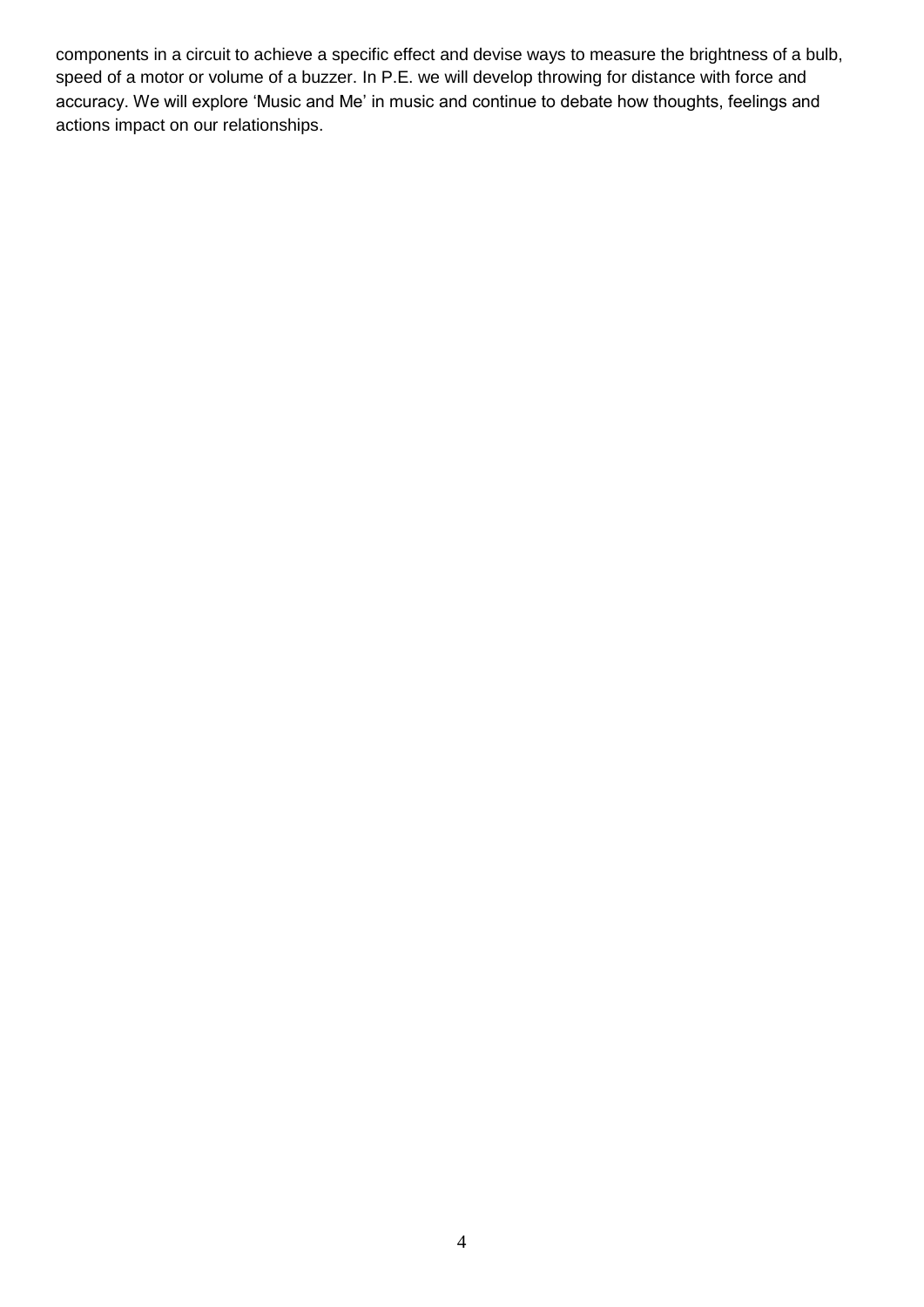components in a circuit to achieve a specific effect and devise ways to measure the brightness of a bulb, speed of a motor or volume of a buzzer. In P.E. we will develop throwing for distance with force and accuracy. We will explore 'Music and Me' in music and continue to debate how thoughts, feelings and actions impact on our relationships.